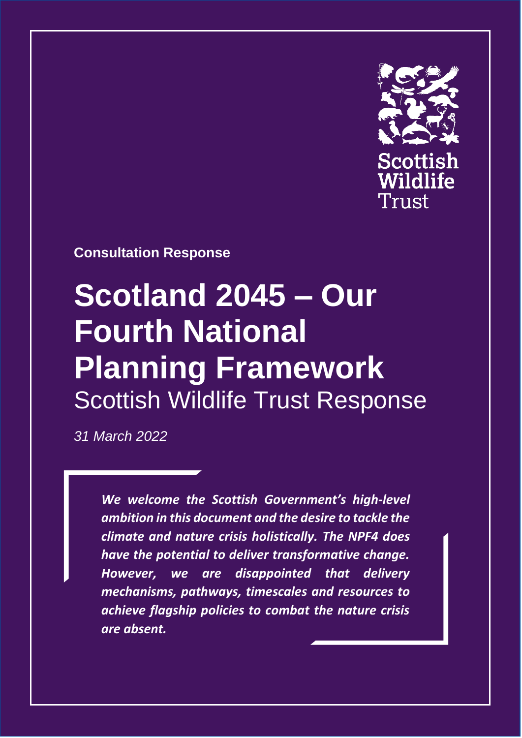Scottish Wildlife Trust

**Consultation Response**

# Scotland 2045 – Our Fourth National Planning Framework

## Scottish Wildlife Trust Response

*31 March 2022*

> ***We welcome the Scottish Government's high-level ambition in this document and the desire to tackle the climate and nature crisis holistically. The NPF4 does have the potential to deliver transformative change. However, we are disappointed that delivery mechanisms, pathways, timescales and resources to achieve flagship policies to combat the nature crisis are absent.***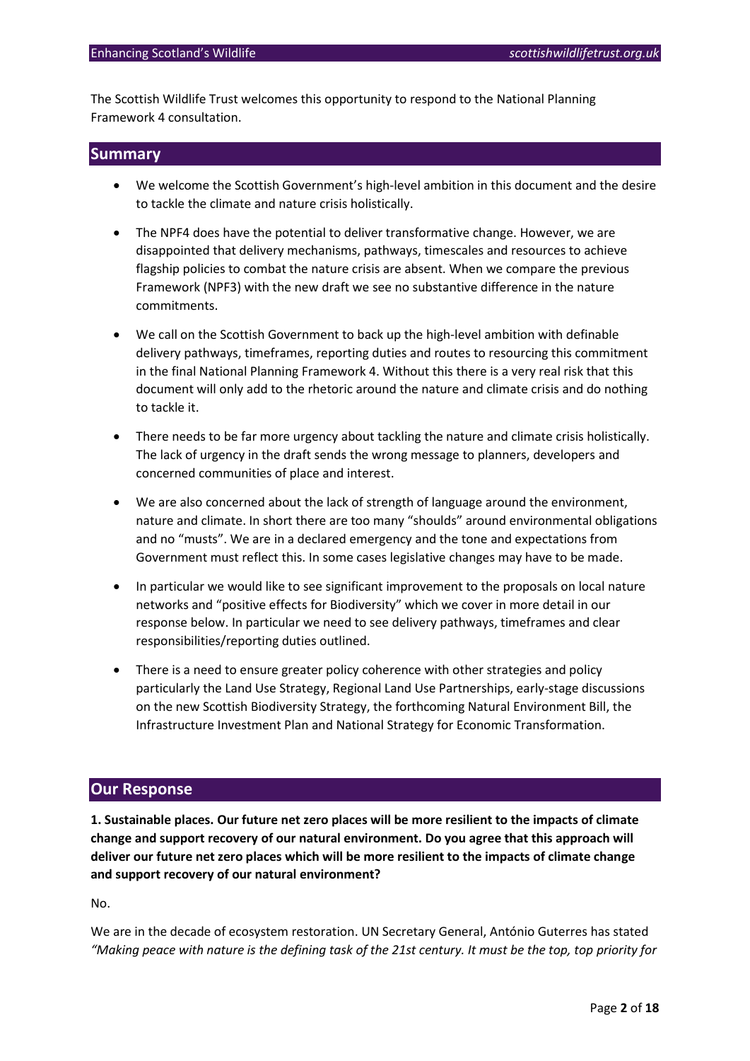The Scottish Wildlife Trust welcomes this opportunity to respond to the National Planning Framework 4 consultation.

## Summary

- We welcome the Scottish Government's high-level ambition in this document and the desire to tackle the climate and nature crisis holistically.
- The NPF4 does have the potential to deliver transformative change. However, we are disappointed that delivery mechanisms, pathways, timescales and resources to achieve flagship policies to combat the nature crisis are absent. When we compare the previous Framework (NPF3) with the new draft we see no substantive difference in the nature commitments.
- We call on the Scottish Government to back up the high-level ambition with definable delivery pathways, timeframes, reporting duties and routes to resourcing this commitment in the final National Planning Framework 4. Without this there is a very real risk that this document will only add to the rhetoric around the nature and climate crisis and do nothing to tackle it.
- There needs to be far more urgency about tackling the nature and climate crisis holistically. The lack of urgency in the draft sends the wrong message to planners, developers and concerned communities of place and interest.
- We are also concerned about the lack of strength of language around the environment, nature and climate. In short there are too many "shoulds" around environmental obligations and no "musts". We are in a declared emergency and the tone and expectations from Government must reflect this. In some cases legislative changes may have to be made.
- In particular we would like to see significant improvement to the proposals on local nature networks and "positive effects for Biodiversity" which we cover in more detail in our response below. In particular we need to see delivery pathways, timeframes and clear responsibilities/reporting duties outlined.
- There is a need to ensure greater policy coherence with other strategies and policy particularly the Land Use Strategy, Regional Land Use Partnerships, early-stage discussions on the new Scottish Biodiversity Strategy, the forthcoming Natural Environment Bill, the Infrastructure Investment Plan and National Strategy for Economic Transformation.

## Our Response

**1. Sustainable places. Our future net zero places will be more resilient to the impacts of climate change and support recovery of our natural environment. Do you agree that this approach will deliver our future net zero places which will be more resilient to the impacts of climate change and support recovery of our natural environment?**

No.

We are in the decade of ecosystem restoration. UN Secretary General, António Guterres has stated *"Making peace with nature is the defining task of the 21st century. It must be the top, top priority for*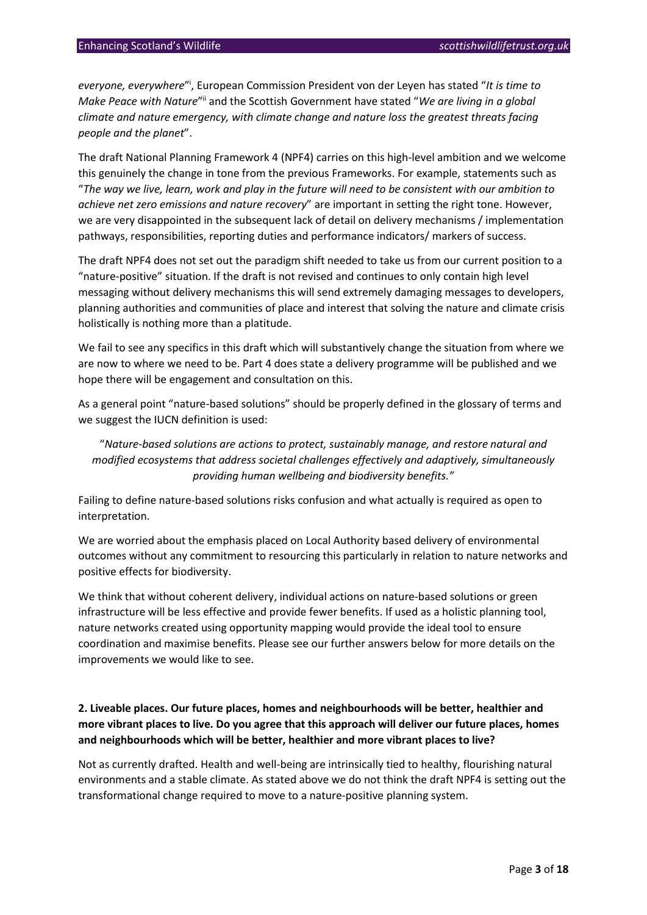*everyone, everywhere*"[i], European Commission President von der Leyen has stated "*It is time to Make Peace with Nature*"[ii] and the Scottish Government have stated "*We are living in a global climate and nature emergency, with climate change and nature loss the greatest threats facing people and the planet*".

The draft National Planning Framework 4 (NPF4) carries on this high-level ambition and we welcome this genuinely the change in tone from the previous Frameworks. For example, statements such as "*The way we live, learn, work and play in the future will need to be consistent with our ambition to achieve net zero emissions and nature recovery*" are important in setting the right tone. However, we are very disappointed in the subsequent lack of detail on delivery mechanisms / implementation pathways, responsibilities, reporting duties and performance indicators/ markers of success.

The draft NPF4 does not set out the paradigm shift needed to take us from our current position to a "nature-positive" situation. If the draft is not revised and continues to only contain high level messaging without delivery mechanisms this will send extremely damaging messages to developers, planning authorities and communities of place and interest that solving the nature and climate crisis holistically is nothing more than a platitude.

We fail to see any specifics in this draft which will substantively change the situation from where we are now to where we need to be. Part 4 does state a delivery programme will be published and we hope there will be engagement and consultation on this.

As a general point "nature-based solutions" should be properly defined in the glossary of terms and we suggest the IUCN definition is used:

> "*Nature-based solutions are actions to protect, sustainably manage, and restore natural and modified ecosystems that address societal challenges effectively and adaptively, simultaneously providing human wellbeing and biodiversity benefits.*"

Failing to define nature-based solutions risks confusion and what actually is required as open to interpretation.

We are worried about the emphasis placed on Local Authority based delivery of environmental outcomes without any commitment to resourcing this particularly in relation to nature networks and positive effects for biodiversity.

We think that without coherent delivery, individual actions on nature-based solutions or green infrastructure will be less effective and provide fewer benefits. If used as a holistic planning tool, nature networks created using opportunity mapping would provide the ideal tool to ensure coordination and maximise benefits. Please see our further answers below for more details on the improvements we would like to see.

**2. Liveable places. Our future places, homes and neighbourhoods will be better, healthier and more vibrant places to live. Do you agree that this approach will deliver our future places, homes and neighbourhoods which will be better, healthier and more vibrant places to live?**

Not as currently drafted. Health and well-being are intrinsically tied to healthy, flourishing natural environments and a stable climate. As stated above we do not think the draft NPF4 is setting out the transformational change required to move to a nature-positive planning system.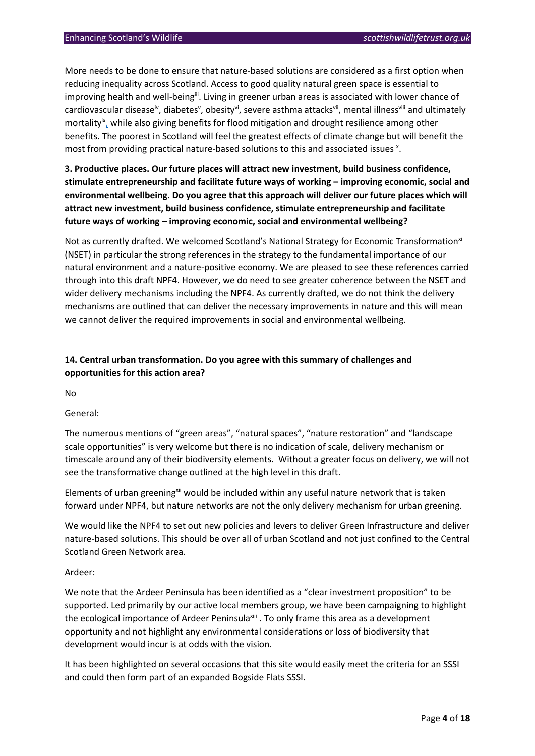More needs to be done to ensure that nature-based solutions are considered as a first option when reducing inequality across Scotland. Access to good quality natural green space is essential to improving health and well-being[iii]. Living in greener urban areas is associated with lower chance of cardiovascular disease[iv], diabetes[v], obesity[vi], severe asthma attacks[vii], mental illness[viii] and ultimately mortality[ix], while also giving benefits for flood mitigation and drought resilience among other benefits. The poorest in Scotland will feel the greatest effects of climate change but will benefit the most from providing practical nature-based solutions to this and associated issues [x].

**3. Productive places. Our future places will attract new investment, build business confidence, stimulate entrepreneurship and facilitate future ways of working – improving economic, social and environmental wellbeing. Do you agree that this approach will deliver our future places which will attract new investment, build business confidence, stimulate entrepreneurship and facilitate future ways of working – improving economic, social and environmental wellbeing?**

Not as currently drafted. We welcomed Scotland's National Strategy for Economic Transformation[xi] (NSET) in particular the strong references in the strategy to the fundamental importance of our natural environment and a nature-positive economy. We are pleased to see these references carried through into this draft NPF4. However, we do need to see greater coherence between the NSET and wider delivery mechanisms including the NPF4. As currently drafted, we do not think the delivery mechanisms are outlined that can deliver the necessary improvements in nature and this will mean we cannot deliver the required improvements in social and environmental wellbeing.

**14. Central urban transformation. Do you agree with this summary of challenges and opportunities for this action area?**

No

General:

The numerous mentions of "green areas", "natural spaces", "nature restoration" and "landscape scale opportunities" is very welcome but there is no indication of scale, delivery mechanism or timescale around any of their biodiversity elements. Without a greater focus on delivery, we will not see the transformative change outlined at the high level in this draft.

Elements of urban greening[xii] would be included within any useful nature network that is taken forward under NPF4, but nature networks are not the only delivery mechanism for urban greening.

We would like the NPF4 to set out new policies and levers to deliver Green Infrastructure and deliver nature-based solutions. This should be over all of urban Scotland and not just confined to the Central Scotland Green Network area.

Ardeer:

We note that the Ardeer Peninsula has been identified as a "clear investment proposition" to be supported. Led primarily by our active local members group, we have been campaigning to highlight the ecological importance of Ardeer Peninsula[xiii] . To only frame this area as a development opportunity and not highlight any environmental considerations or loss of biodiversity that development would incur is at odds with the vision.

It has been highlighted on several occasions that this site would easily meet the criteria for an SSSI and could then form part of an expanded Bogside Flats SSSI.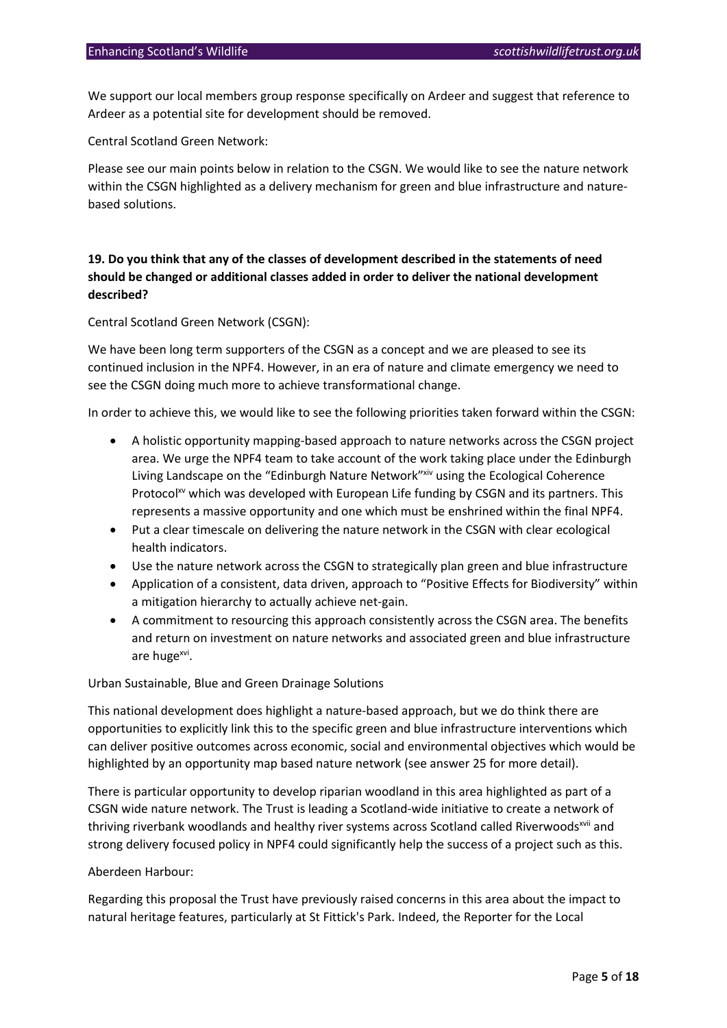We support our local members group response specifically on Ardeer and suggest that reference to Ardeer as a potential site for development should be removed.

Central Scotland Green Network:

Please see our main points below in relation to the CSGN. We would like to see the nature network within the CSGN highlighted as a delivery mechanism for green and blue infrastructure and nature-based solutions.

**19. Do you think that any of the classes of development described in the statements of need should be changed or additional classes added in order to deliver the national development described?**

Central Scotland Green Network (CSGN):

We have been long term supporters of the CSGN as a concept and we are pleased to see its continued inclusion in the NPF4. However, in an era of nature and climate emergency we need to see the CSGN doing much more to achieve transformational change.

In order to achieve this, we would like to see the following priorities taken forward within the CSGN:

- A holistic opportunity mapping-based approach to nature networks across the CSGN project area. We urge the NPF4 team to take account of the work taking place under the Edinburgh Living Landscape on the "Edinburgh Nature Network"[xiv] using the Ecological Coherence Protocol[xv] which was developed with European Life funding by CSGN and its partners. This represents a massive opportunity and one which must be enshrined within the final NPF4.
- Put a clear timescale on delivering the nature network in the CSGN with clear ecological health indicators.
- Use the nature network across the CSGN to strategically plan green and blue infrastructure
- Application of a consistent, data driven, approach to "Positive Effects for Biodiversity" within a mitigation hierarchy to actually achieve net-gain.
- A commitment to resourcing this approach consistently across the CSGN area. The benefits and return on investment on nature networks and associated green and blue infrastructure are huge[xvi].

Urban Sustainable, Blue and Green Drainage Solutions

This national development does highlight a nature-based approach, but we do think there are opportunities to explicitly link this to the specific green and blue infrastructure interventions which can deliver positive outcomes across economic, social and environmental objectives which would be highlighted by an opportunity map based nature network (see answer 25 for more detail).

There is particular opportunity to develop riparian woodland in this area highlighted as part of a CSGN wide nature network. The Trust is leading a Scotland-wide initiative to create a network of thriving riverbank woodlands and healthy river systems across Scotland called Riverwoods[xvii] and strong delivery focused policy in NPF4 could significantly help the success of a project such as this.

Aberdeen Harbour:

Regarding this proposal the Trust have previously raised concerns in this area about the impact to natural heritage features, particularly at St Fittick's Park. Indeed, the Reporter for the Local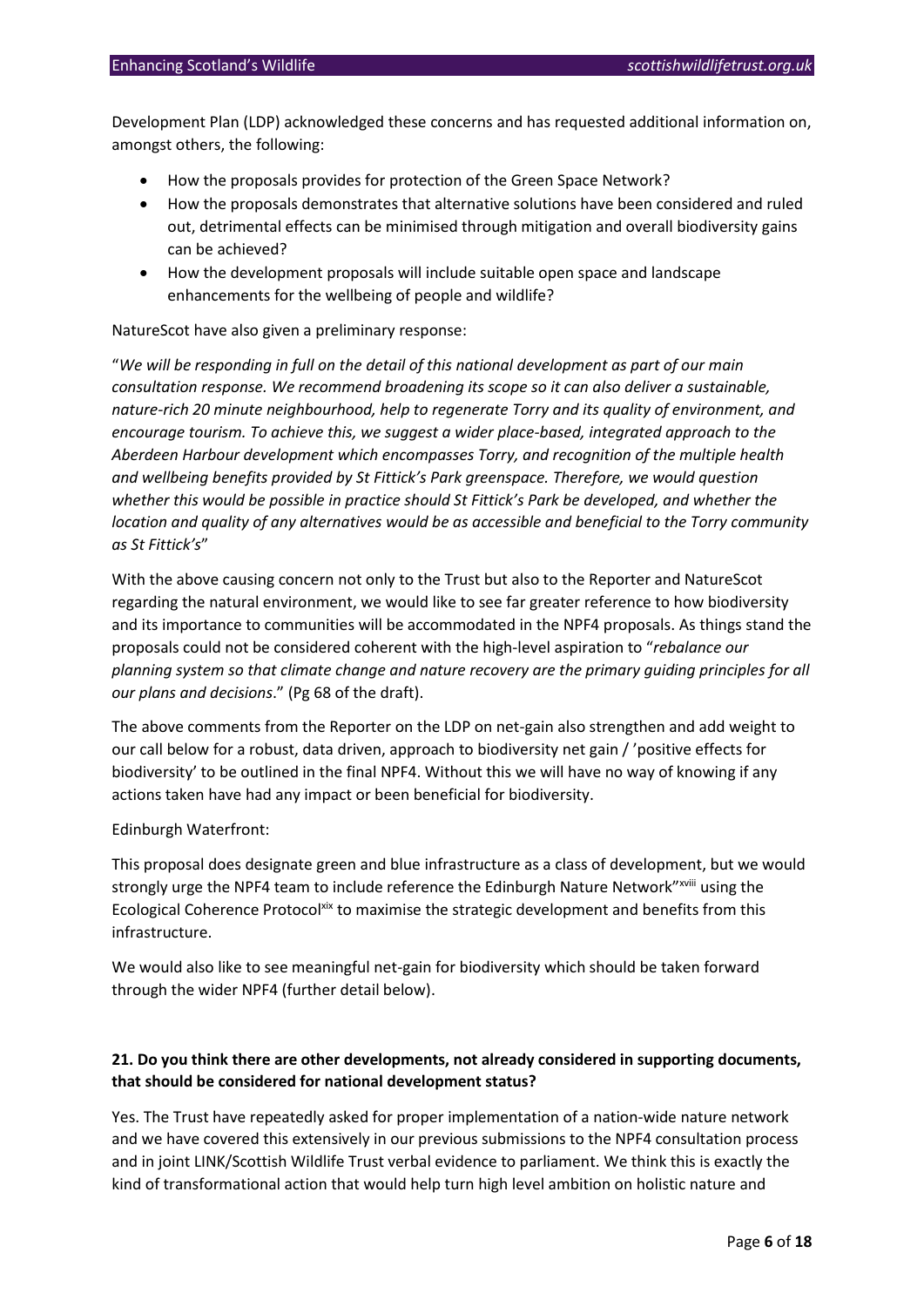Development Plan (LDP) acknowledged these concerns and has requested additional information on, amongst others, the following:

- How the proposals provides for protection of the Green Space Network?
- How the proposals demonstrates that alternative solutions have been considered and ruled out, detrimental effects can be minimised through mitigation and overall biodiversity gains can be achieved?
- How the development proposals will include suitable open space and landscape enhancements for the wellbeing of people and wildlife?

NatureScot have also given a preliminary response:

"*We will be responding in full on the detail of this national development as part of our main consultation response. We recommend broadening its scope so it can also deliver a sustainable, nature-rich 20 minute neighbourhood, help to regenerate Torry and its quality of environment, and encourage tourism. To achieve this, we suggest a wider place-based, integrated approach to the Aberdeen Harbour development which encompasses Torry, and recognition of the multiple health and wellbeing benefits provided by St Fittick's Park greenspace. Therefore, we would question whether this would be possible in practice should St Fittick's Park be developed, and whether the location and quality of any alternatives would be as accessible and beneficial to the Torry community as St Fittick's*"

With the above causing concern not only to the Trust but also to the Reporter and NatureScot regarding the natural environment, we would like to see far greater reference to how biodiversity and its importance to communities will be accommodated in the NPF4 proposals. As things stand the proposals could not be considered coherent with the high-level aspiration to "*rebalance our planning system so that climate change and nature recovery are the primary guiding principles for all our plans and decisions*." (Pg 68 of the draft).

The above comments from the Reporter on the LDP on net-gain also strengthen and add weight to our call below for a robust, data driven, approach to biodiversity net gain / 'positive effects for biodiversity' to be outlined in the final NPF4. Without this we will have no way of knowing if any actions taken have had any impact or been beneficial for biodiversity.

Edinburgh Waterfront:

This proposal does designate green and blue infrastructure as a class of development, but we would strongly urge the NPF4 team to include reference the Edinburgh Nature Network"[xviii] using the Ecological Coherence Protocol[xix] to maximise the strategic development and benefits from this infrastructure.

We would also like to see meaningful net-gain for biodiversity which should be taken forward through the wider NPF4 (further detail below).

**21. Do you think there are other developments, not already considered in supporting documents, that should be considered for national development status?**

Yes. The Trust have repeatedly asked for proper implementation of a nation-wide nature network and we have covered this extensively in our previous submissions to the NPF4 consultation process and in joint LINK/Scottish Wildlife Trust verbal evidence to parliament. We think this is exactly the kind of transformational action that would help turn high level ambition on holistic nature and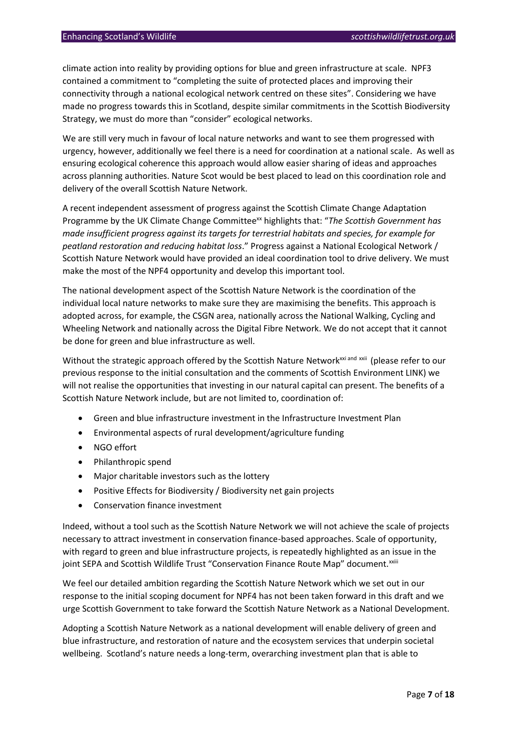climate action into reality by providing options for blue and green infrastructure at scale. NPF3 contained a commitment to "completing the suite of protected places and improving their connectivity through a national ecological network centred on these sites". Considering we have made no progress towards this in Scotland, despite similar commitments in the Scottish Biodiversity Strategy, we must do more than "consider" ecological networks.

We are still very much in favour of local nature networks and want to see them progressed with urgency, however, additionally we feel there is a need for coordination at a national scale. As well as ensuring ecological coherence this approach would allow easier sharing of ideas and approaches across planning authorities. Nature Scot would be best placed to lead on this coordination role and delivery of the overall Scottish Nature Network.

A recent independent assessment of progress against the Scottish Climate Change Adaptation Programme by the UK Climate Change Committee[xx] highlights that: "*The Scottish Government has made insufficient progress against its targets for terrestrial habitats and species, for example for peatland restoration and reducing habitat loss*." Progress against a National Ecological Network / Scottish Nature Network would have provided an ideal coordination tool to drive delivery. We must make the most of the NPF4 opportunity and develop this important tool.

The national development aspect of the Scottish Nature Network is the coordination of the individual local nature networks to make sure they are maximising the benefits. This approach is adopted across, for example, the CSGN area, nationally across the National Walking, Cycling and Wheeling Network and nationally across the Digital Fibre Network. We do not accept that it cannot be done for green and blue infrastructure as well.

Without the strategic approach offered by the Scottish Nature Network[xxi and xxii] (please refer to our previous response to the initial consultation and the comments of Scottish Environment LINK) we will not realise the opportunities that investing in our natural capital can present. The benefits of a Scottish Nature Network include, but are not limited to, coordination of:

- Green and blue infrastructure investment in the Infrastructure Investment Plan
- Environmental aspects of rural development/agriculture funding
- NGO effort
- Philanthropic spend
- Major charitable investors such as the lottery
- Positive Effects for Biodiversity / Biodiversity net gain projects
- Conservation finance investment

Indeed, without a tool such as the Scottish Nature Network we will not achieve the scale of projects necessary to attract investment in conservation finance-based approaches. Scale of opportunity, with regard to green and blue infrastructure projects, is repeatedly highlighted as an issue in the joint SEPA and Scottish Wildlife Trust "Conservation Finance Route Map" document.[xxiii]

We feel our detailed ambition regarding the Scottish Nature Network which we set out in our response to the initial scoping document for NPF4 has not been taken forward in this draft and we urge Scottish Government to take forward the Scottish Nature Network as a National Development.

Adopting a Scottish Nature Network as a national development will enable delivery of green and blue infrastructure, and restoration of nature and the ecosystem services that underpin societal wellbeing. Scotland's nature needs a long-term, overarching investment plan that is able to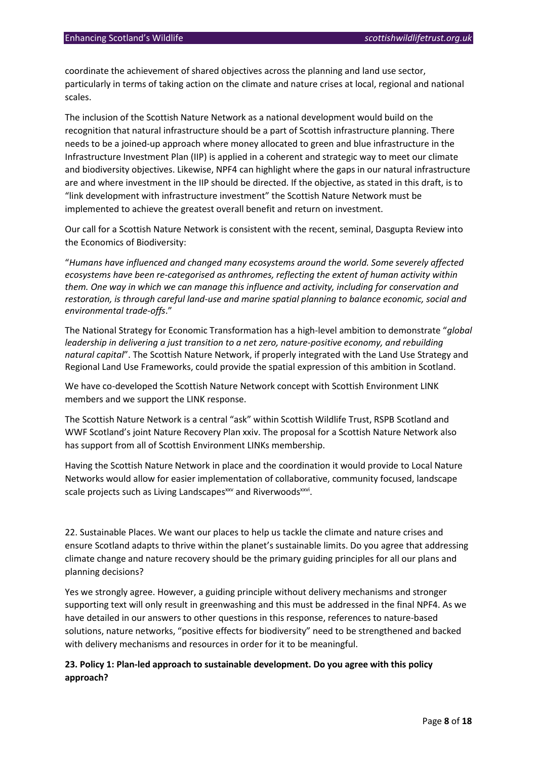coordinate the achievement of shared objectives across the planning and land use sector, particularly in terms of taking action on the climate and nature crises at local, regional and national scales.

The inclusion of the Scottish Nature Network as a national development would build on the recognition that natural infrastructure should be a part of Scottish infrastructure planning. There needs to be a joined-up approach where money allocated to green and blue infrastructure in the Infrastructure Investment Plan (IIP) is applied in a coherent and strategic way to meet our climate and biodiversity objectives. Likewise, NPF4 can highlight where the gaps in our natural infrastructure are and where investment in the IIP should be directed. If the objective, as stated in this draft, is to "link development with infrastructure investment" the Scottish Nature Network must be implemented to achieve the greatest overall benefit and return on investment.

Our call for a Scottish Nature Network is consistent with the recent, seminal, Dasgupta Review into the Economics of Biodiversity:

"*Humans have influenced and changed many ecosystems around the world. Some severely affected ecosystems have been re-categorised as anthromes, reflecting the extent of human activity within them. One way in which we can manage this influence and activity, including for conservation and restoration, is through careful land-use and marine spatial planning to balance economic, social and environmental trade-offs*."

The National Strategy for Economic Transformation has a high-level ambition to demonstrate "*global leadership in delivering a just transition to a net zero, nature-positive economy, and rebuilding natural capital*". The Scottish Nature Network, if properly integrated with the Land Use Strategy and Regional Land Use Frameworks, could provide the spatial expression of this ambition in Scotland.

We have co-developed the Scottish Nature Network concept with Scottish Environment LINK members and we support the LINK response.

The Scottish Nature Network is a central "ask" within Scottish Wildlife Trust, RSPB Scotland and WWF Scotland's joint Nature Recovery Plan xxiv. The proposal for a Scottish Nature Network also has support from all of Scottish Environment LINKs membership.

Having the Scottish Nature Network in place and the coordination it would provide to Local Nature Networks would allow for easier implementation of collaborative, community focused, landscape scale projects such as Living Landscapes[xxv] and Riverwoods[xxvi].

22. Sustainable Places. We want our places to help us tackle the climate and nature crises and ensure Scotland adapts to thrive within the planet's sustainable limits. Do you agree that addressing climate change and nature recovery should be the primary guiding principles for all our plans and planning decisions?

Yes we strongly agree. However, a guiding principle without delivery mechanisms and stronger supporting text will only result in greenwashing and this must be addressed in the final NPF4. As we have detailed in our answers to other questions in this response, references to nature-based solutions, nature networks, "positive effects for biodiversity" need to be strengthened and backed with delivery mechanisms and resources in order for it to be meaningful.

**23. Policy 1: Plan-led approach to sustainable development. Do you agree with this policy approach?**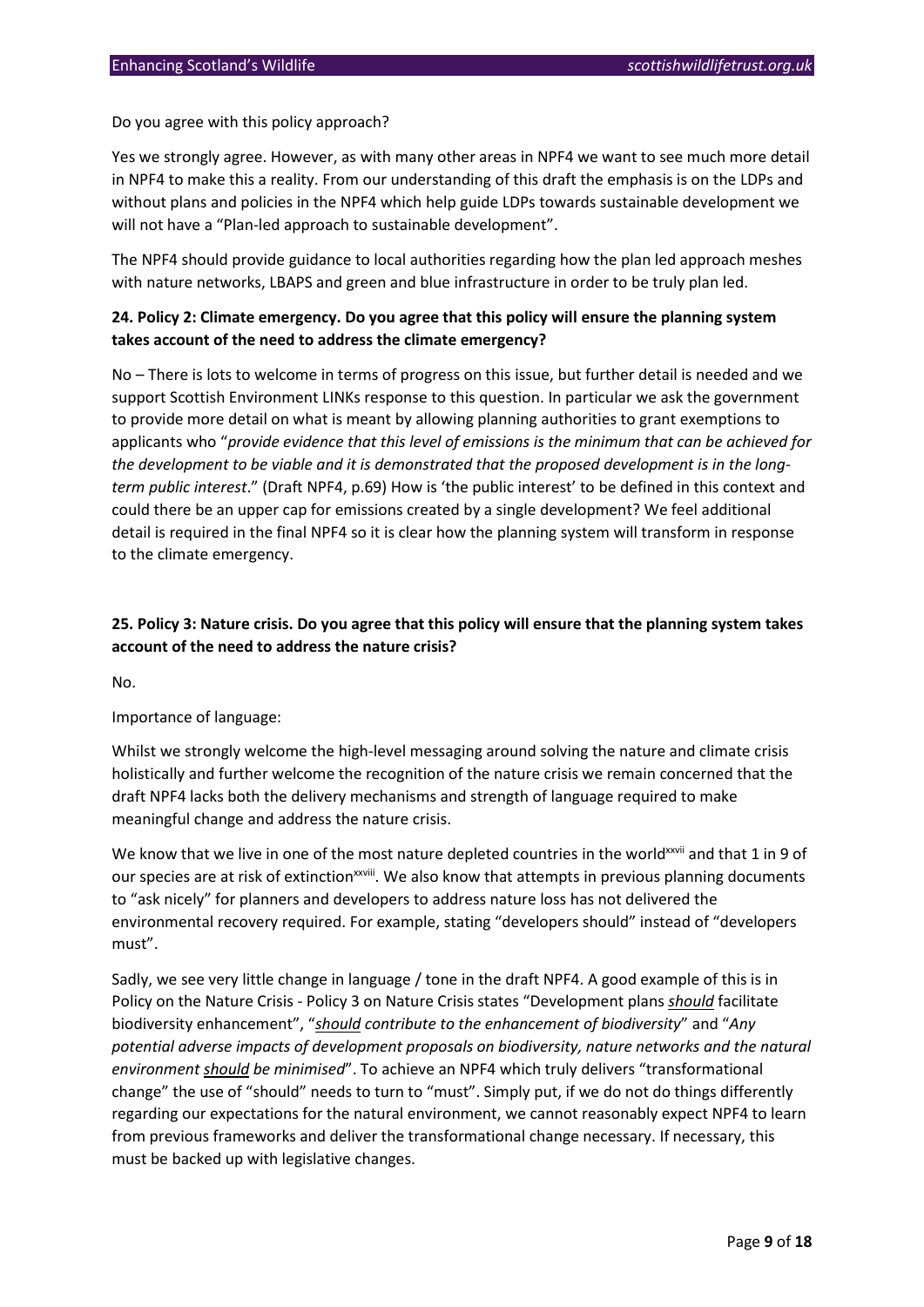Do you agree with this policy approach?

Yes we strongly agree. However, as with many other areas in NPF4 we want to see much more detail in NPF4 to make this a reality. From our understanding of this draft the emphasis is on the LDPs and without plans and policies in the NPF4 which help guide LDPs towards sustainable development we will not have a "Plan-led approach to sustainable development".

The NPF4 should provide guidance to local authorities regarding how the plan led approach meshes with nature networks, LBAPS and green and blue infrastructure in order to be truly plan led.

**24. Policy 2: Climate emergency. Do you agree that this policy will ensure the planning system takes account of the need to address the climate emergency?**

No – There is lots to welcome in terms of progress on this issue, but further detail is needed and we support Scottish Environment LINKs response to this question. In particular we ask the government to provide more detail on what is meant by allowing planning authorities to grant exemptions to applicants who "*provide evidence that this level of emissions is the minimum that can be achieved for the development to be viable and it is demonstrated that the proposed development is in the long-term public interest*." (Draft NPF4, p.69) How is 'the public interest' to be defined in this context and could there be an upper cap for emissions created by a single development? We feel additional detail is required in the final NPF4 so it is clear how the planning system will transform in response to the climate emergency.

**25. Policy 3: Nature crisis. Do you agree that this policy will ensure that the planning system takes account of the need to address the nature crisis?**

No.

Importance of language:

Whilst we strongly welcome the high-level messaging around solving the nature and climate crisis holistically and further welcome the recognition of the nature crisis we remain concerned that the draft NPF4 lacks both the delivery mechanisms and strength of language required to make meaningful change and address the nature crisis.

We know that we live in one of the most nature depleted countries in the world[xxvii] and that 1 in 9 of our species are at risk of extinction[xxviii]. We also know that attempts in previous planning documents to "ask nicely" for planners and developers to address nature loss has not delivered the environmental recovery required. For example, stating "developers should" instead of "developers must".

Sadly, we see very little change in language / tone in the draft NPF4. A good example of this is in Policy on the Nature Crisis - Policy 3 on Nature Crisis states "Development plans ***should*** facilitate biodiversity enhancement", "***should*** *contribute to the enhancement of biodiversity*" and "*Any potential adverse impacts of development proposals on biodiversity, nature networks and the natural environment* ***should*** *be minimised*". To achieve an NPF4 which truly delivers "transformational change" the use of "should" needs to turn to "must". Simply put, if we do not do things differently regarding our expectations for the natural environment, we cannot reasonably expect NPF4 to learn from previous frameworks and deliver the transformational change necessary. If necessary, this must be backed up with legislative changes.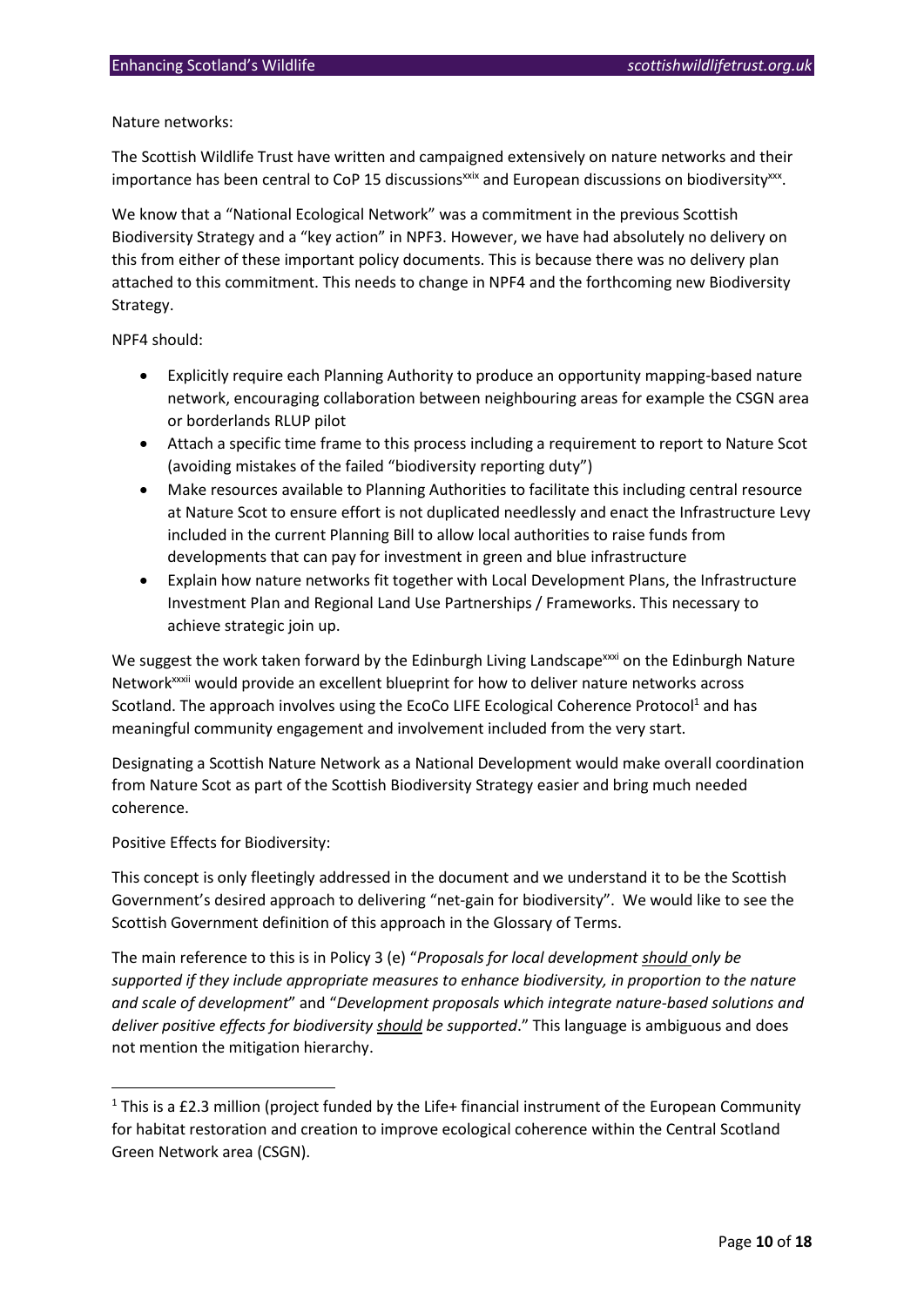Nature networks:

The Scottish Wildlife Trust have written and campaigned extensively on nature networks and their importance has been central to CoP 15 discussions[xxix] and European discussions on biodiversity[xxx].

We know that a "National Ecological Network" was a commitment in the previous Scottish Biodiversity Strategy and a "key action" in NPF3. However, we have had absolutely no delivery on this from either of these important policy documents. This is because there was no delivery plan attached to this commitment. This needs to change in NPF4 and the forthcoming new Biodiversity Strategy.

NPF4 should:

- Explicitly require each Planning Authority to produce an opportunity mapping-based nature network, encouraging collaboration between neighbouring areas for example the CSGN area or borderlands RLUP pilot
- Attach a specific time frame to this process including a requirement to report to Nature Scot (avoiding mistakes of the failed "biodiversity reporting duty")
- Make resources available to Planning Authorities to facilitate this including central resource at Nature Scot to ensure effort is not duplicated needlessly and enact the Infrastructure Levy included in the current Planning Bill to allow local authorities to raise funds from developments that can pay for investment in green and blue infrastructure
- Explain how nature networks fit together with Local Development Plans, the Infrastructure Investment Plan and Regional Land Use Partnerships / Frameworks. This necessary to achieve strategic join up.

We suggest the work taken forward by the Edinburgh Living Landscape[xxxi] on the Edinburgh Nature Network[xxxii] would provide an excellent blueprint for how to deliver nature networks across Scotland. The approach involves using the EcoCo LIFE Ecological Coherence Protocol[1] and has meaningful community engagement and involvement included from the very start.

Designating a Scottish Nature Network as a National Development would make overall coordination from Nature Scot as part of the Scottish Biodiversity Strategy easier and bring much needed coherence.

Positive Effects for Biodiversity:

This concept is only fleetingly addressed in the document and we understand it to be the Scottish Government's desired approach to delivering "net-gain for biodiversity". We would like to see the Scottish Government definition of this approach in the Glossary of Terms.

The main reference to this is in Policy 3 (e) "*Proposals for local development* <u>*should*</u> *only be supported if they include appropriate measures to enhance biodiversity, in proportion to the nature and scale of development*" and "*Development proposals which integrate nature-based solutions and deliver positive effects for biodiversity* <u>*should*</u> *be supported*." This language is ambiguous and does not mention the mitigation hierarchy.

---

[1] This is a £2.3 million (project funded by the Life+ financial instrument of the European Community for habitat restoration and creation to improve ecological coherence within the Central Scotland Green Network area (CSGN).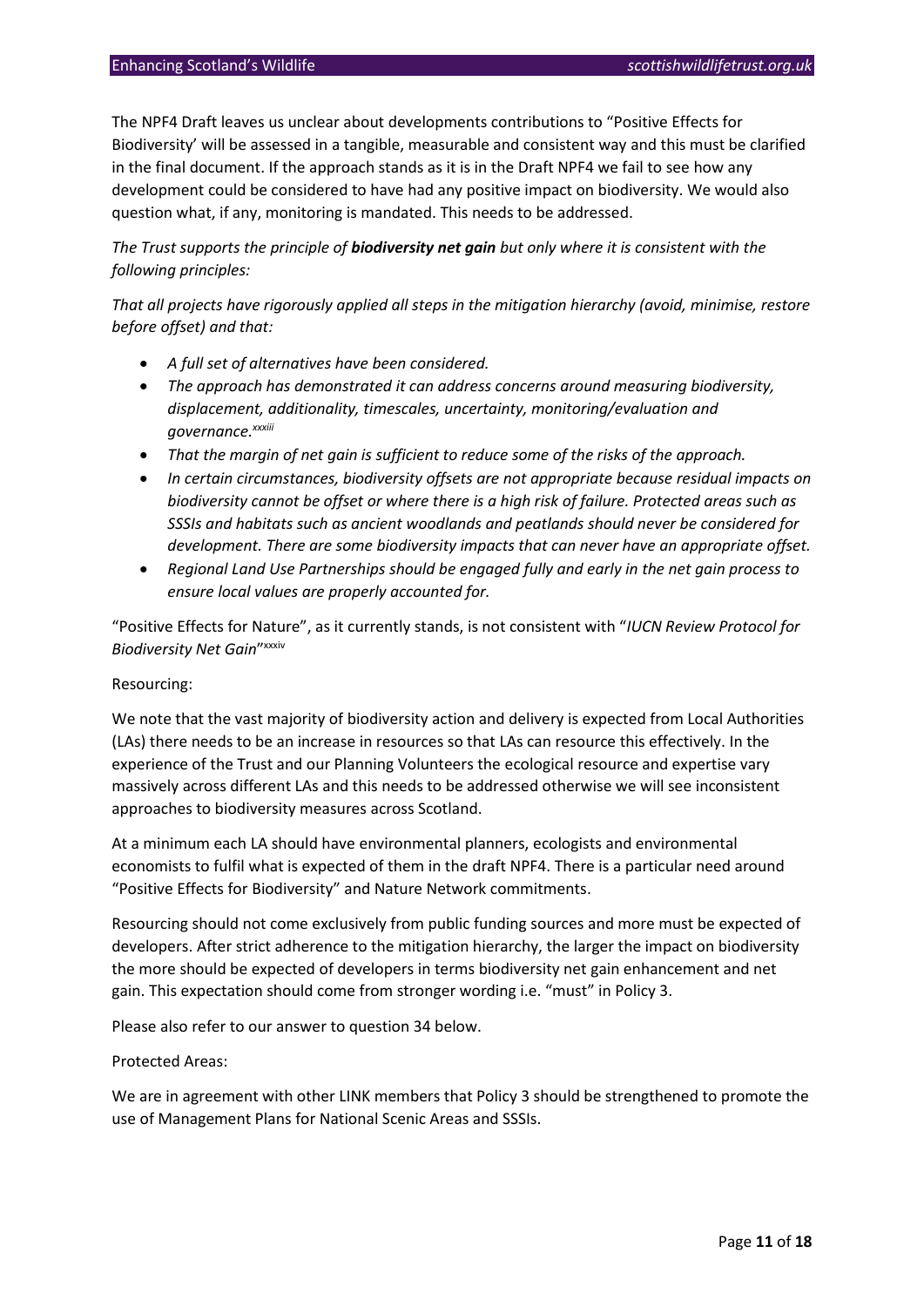The NPF4 Draft leaves us unclear about developments contributions to "Positive Effects for Biodiversity' will be assessed in a tangible, measurable and consistent way and this must be clarified in the final document. If the approach stands as it is in the Draft NPF4 we fail to see how any development could be considered to have had any positive impact on biodiversity. We would also question what, if any, monitoring is mandated. This needs to be addressed.

*The Trust supports the principle of **biodiversity net gain** but only where it is consistent with the following principles:*

*That all projects have rigorously applied all steps in the mitigation hierarchy (avoid, minimise, restore before offset) and that:*

- *A full set of alternatives have been considered.*
- *The approach has demonstrated it can address concerns around measuring biodiversity, displacement, additionality, timescales, uncertainty, monitoring/evaluation and governance.*[xxxiii]
- *That the margin of net gain is sufficient to reduce some of the risks of the approach.*
- *In certain circumstances, biodiversity offsets are not appropriate because residual impacts on biodiversity cannot be offset or where there is a high risk of failure. Protected areas such as SSSIs and habitats such as ancient woodlands and peatlands should never be considered for development. There are some biodiversity impacts that can never have an appropriate offset.*
- *Regional Land Use Partnerships should be engaged fully and early in the net gain process to ensure local values are properly accounted for.*

"Positive Effects for Nature", as it currently stands, is not consistent with "*IUCN Review Protocol for Biodiversity Net Gain*"[xxxiv]

Resourcing:

We note that the vast majority of biodiversity action and delivery is expected from Local Authorities (LAs) there needs to be an increase in resources so that LAs can resource this effectively. In the experience of the Trust and our Planning Volunteers the ecological resource and expertise vary massively across different LAs and this needs to be addressed otherwise we will see inconsistent approaches to biodiversity measures across Scotland.

At a minimum each LA should have environmental planners, ecologists and environmental economists to fulfil what is expected of them in the draft NPF4. There is a particular need around "Positive Effects for Biodiversity" and Nature Network commitments.

Resourcing should not come exclusively from public funding sources and more must be expected of developers. After strict adherence to the mitigation hierarchy, the larger the impact on biodiversity the more should be expected of developers in terms biodiversity net gain enhancement and net gain. This expectation should come from stronger wording i.e. "must" in Policy 3.

Please also refer to our answer to question 34 below.

Protected Areas:

We are in agreement with other LINK members that Policy 3 should be strengthened to promote the use of Management Plans for National Scenic Areas and SSSIs.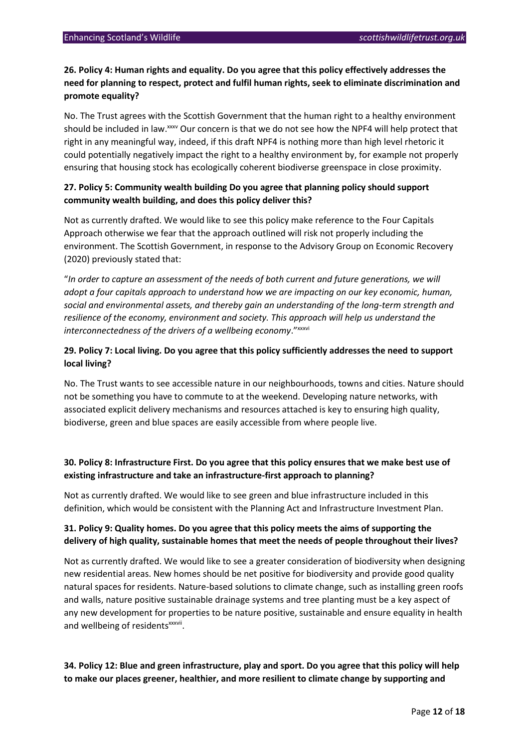**26. Policy 4: Human rights and equality. Do you agree that this policy effectively addresses the need for planning to respect, protect and fulfil human rights, seek to eliminate discrimination and promote equality?**

No. The Trust agrees with the Scottish Government that the human right to a healthy environment should be included in law.[xxxv] Our concern is that we do not see how the NPF4 will help protect that right in any meaningful way, indeed, if this draft NPF4 is nothing more than high level rhetoric it could potentially negatively impact the right to a healthy environment by, for example not properly ensuring that housing stock has ecologically coherent biodiverse greenspace in close proximity.

**27. Policy 5: Community wealth building Do you agree that planning policy should support community wealth building, and does this policy deliver this?**

Not as currently drafted. We would like to see this policy make reference to the Four Capitals Approach otherwise we fear that the approach outlined will risk not properly including the environment. The Scottish Government, in response to the Advisory Group on Economic Recovery (2020) previously stated that:

"*In order to capture an assessment of the needs of both current and future generations, we will adopt a four capitals approach to understand how we are impacting on our key economic, human, social and environmental assets, and thereby gain an understanding of the long-term strength and resilience of the economy, environment and society. This approach will help us understand the interconnectedness of the drivers of a wellbeing economy*."[xxxvi]

**29. Policy 7: Local living. Do you agree that this policy sufficiently addresses the need to support local living?**

No. The Trust wants to see accessible nature in our neighbourhoods, towns and cities. Nature should not be something you have to commute to at the weekend. Developing nature networks, with associated explicit delivery mechanisms and resources attached is key to ensuring high quality, biodiverse, green and blue spaces are easily accessible from where people live.

**30. Policy 8: Infrastructure First. Do you agree that this policy ensures that we make best use of existing infrastructure and take an infrastructure-first approach to planning?**

Not as currently drafted. We would like to see green and blue infrastructure included in this definition, which would be consistent with the Planning Act and Infrastructure Investment Plan.

**31. Policy 9: Quality homes. Do you agree that this policy meets the aims of supporting the delivery of high quality, sustainable homes that meet the needs of people throughout their lives?**

Not as currently drafted. We would like to see a greater consideration of biodiversity when designing new residential areas. New homes should be net positive for biodiversity and provide good quality natural spaces for residents. Nature-based solutions to climate change, such as installing green roofs and walls, nature positive sustainable drainage systems and tree planting must be a key aspect of any new development for properties to be nature positive, sustainable and ensure equality in health and wellbeing of residents[xxxvii].

**34. Policy 12: Blue and green infrastructure, play and sport. Do you agree that this policy will help to make our places greener, healthier, and more resilient to climate change by supporting and**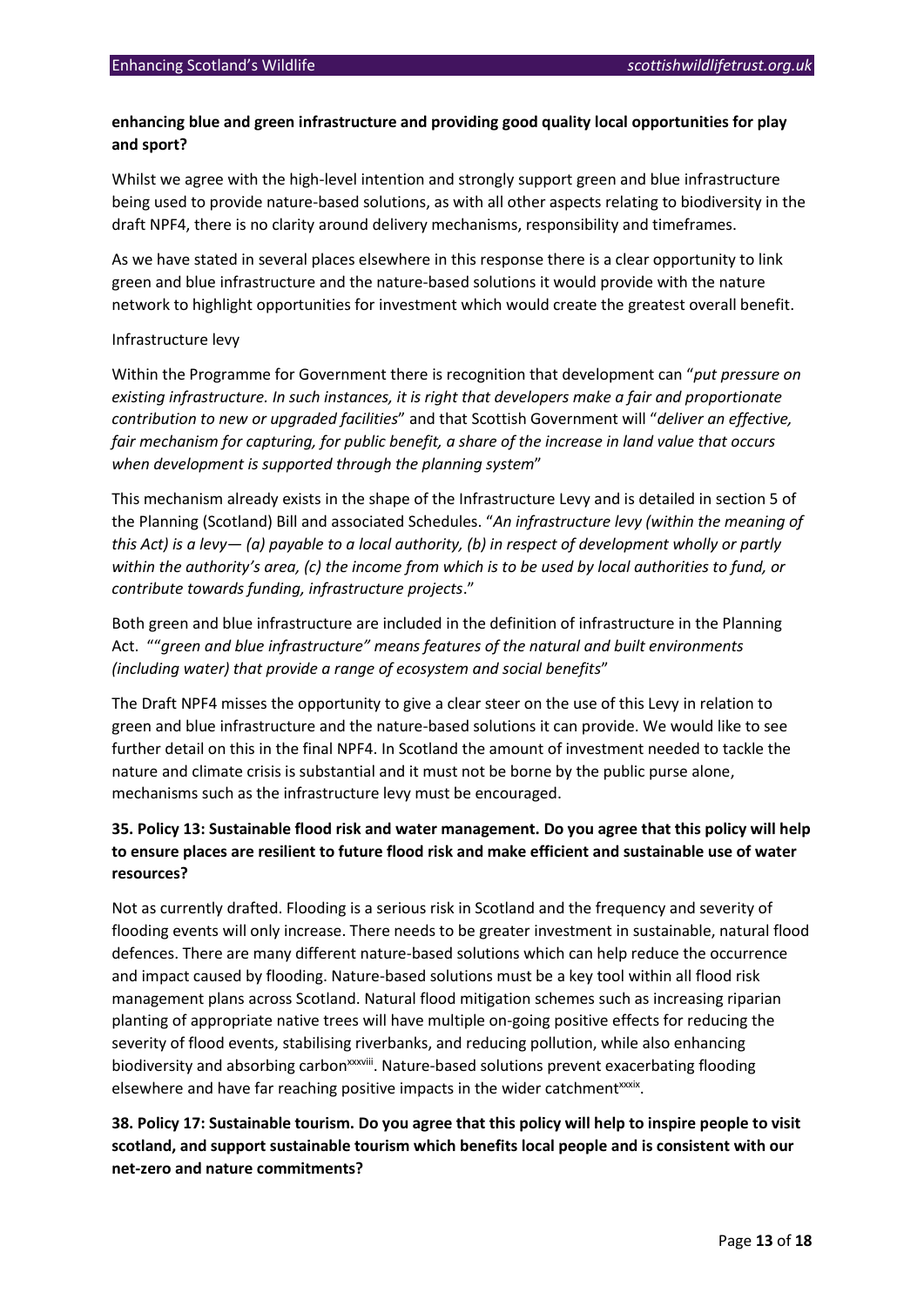**enhancing blue and green infrastructure and providing good quality local opportunities for play and sport?**

Whilst we agree with the high-level intention and strongly support green and blue infrastructure being used to provide nature-based solutions, as with all other aspects relating to biodiversity in the draft NPF4, there is no clarity around delivery mechanisms, responsibility and timeframes.

As we have stated in several places elsewhere in this response there is a clear opportunity to link green and blue infrastructure and the nature-based solutions it would provide with the nature network to highlight opportunities for investment which would create the greatest overall benefit.

Infrastructure levy

Within the Programme for Government there is recognition that development can "*put pressure on existing infrastructure. In such instances, it is right that developers make a fair and proportionate contribution to new or upgraded facilities*" and that Scottish Government will "*deliver an effective, fair mechanism for capturing, for public benefit, a share of the increase in land value that occurs when development is supported through the planning system*"

This mechanism already exists in the shape of the Infrastructure Levy and is detailed in section 5 of the Planning (Scotland) Bill and associated Schedules. "*An infrastructure levy (within the meaning of this Act) is a levy— (a) payable to a local authority, (b) in respect of development wholly or partly within the authority's area, (c) the income from which is to be used by local authorities to fund, or contribute towards funding, infrastructure projects*."

Both green and blue infrastructure are included in the definition of infrastructure in the Planning Act. ""*green and blue infrastructure" means features of the natural and built environments (including water) that provide a range of ecosystem and social benefits*"

The Draft NPF4 misses the opportunity to give a clear steer on the use of this Levy in relation to green and blue infrastructure and the nature-based solutions it can provide. We would like to see further detail on this in the final NPF4. In Scotland the amount of investment needed to tackle the nature and climate crisis is substantial and it must not be borne by the public purse alone, mechanisms such as the infrastructure levy must be encouraged.

**35. Policy 13: Sustainable flood risk and water management. Do you agree that this policy will help to ensure places are resilient to future flood risk and make efficient and sustainable use of water resources?**

Not as currently drafted. Flooding is a serious risk in Scotland and the frequency and severity of flooding events will only increase. There needs to be greater investment in sustainable, natural flood defences. There are many different nature-based solutions which can help reduce the occurrence and impact caused by flooding. Nature-based solutions must be a key tool within all flood risk management plans across Scotland. Natural flood mitigation schemes such as increasing riparian planting of appropriate native trees will have multiple on-going positive effects for reducing the severity of flood events, stabilising riverbanks, and reducing pollution, while also enhancing biodiversity and absorbing carbon[xxxviii]. Nature-based solutions prevent exacerbating flooding elsewhere and have far reaching positive impacts in the wider catchment[xxxix].

**38. Policy 17: Sustainable tourism. Do you agree that this policy will help to inspire people to visit scotland, and support sustainable tourism which benefits local people and is consistent with our net-zero and nature commitments?**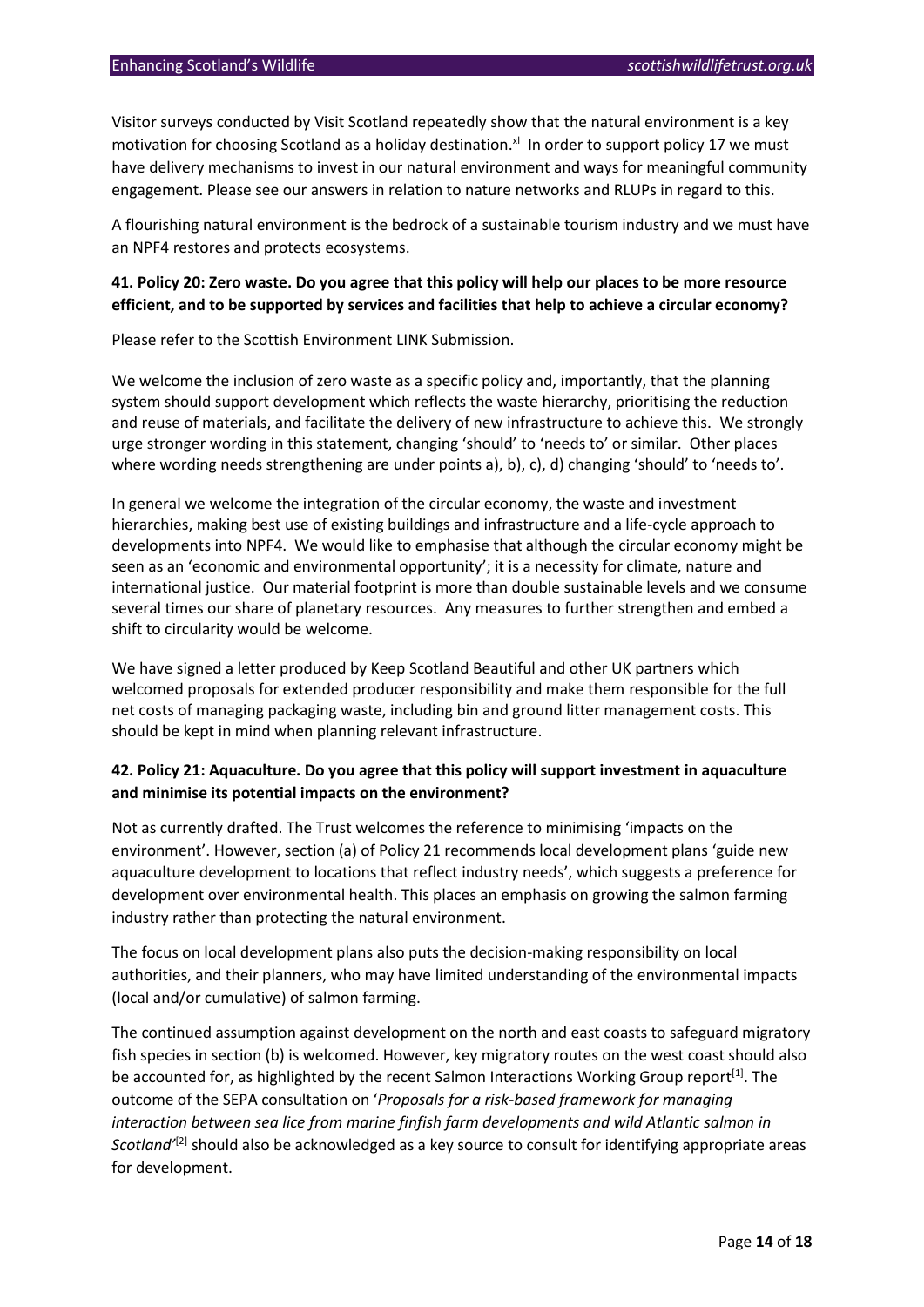Visitor surveys conducted by Visit Scotland repeatedly show that the natural environment is a key motivation for choosing Scotland as a holiday destination.[xl] In order to support policy 17 we must have delivery mechanisms to invest in our natural environment and ways for meaningful community engagement. Please see our answers in relation to nature networks and RLUPs in regard to this.

A flourishing natural environment is the bedrock of a sustainable tourism industry and we must have an NPF4 restores and protects ecosystems.

**41. Policy 20: Zero waste. Do you agree that this policy will help our places to be more resource efficient, and to be supported by services and facilities that help to achieve a circular economy?**

Please refer to the Scottish Environment LINK Submission.

We welcome the inclusion of zero waste as a specific policy and, importantly, that the planning system should support development which reflects the waste hierarchy, prioritising the reduction and reuse of materials, and facilitate the delivery of new infrastructure to achieve this. We strongly urge stronger wording in this statement, changing 'should' to 'needs to' or similar. Other places where wording needs strengthening are under points a), b), c), d) changing 'should' to 'needs to'.

In general we welcome the integration of the circular economy, the waste and investment hierarchies, making best use of existing buildings and infrastructure and a life-cycle approach to developments into NPF4. We would like to emphasise that although the circular economy might be seen as an 'economic and environmental opportunity'; it is a necessity for climate, nature and international justice. Our material footprint is more than double sustainable levels and we consume several times our share of planetary resources. Any measures to further strengthen and embed a shift to circularity would be welcome.

We have signed a letter produced by Keep Scotland Beautiful and other UK partners which welcomed proposals for extended producer responsibility and make them responsible for the full net costs of managing packaging waste, including bin and ground litter management costs. This should be kept in mind when planning relevant infrastructure.

**42. Policy 21: Aquaculture. Do you agree that this policy will support investment in aquaculture and minimise its potential impacts on the environment?**

Not as currently drafted. The Trust welcomes the reference to minimising 'impacts on the environment'. However, section (a) of Policy 21 recommends local development plans 'guide new aquaculture development to locations that reflect industry needs', which suggests a preference for development over environmental health. This places an emphasis on growing the salmon farming industry rather than protecting the natural environment.

The focus on local development plans also puts the decision-making responsibility on local authorities, and their planners, who may have limited understanding of the environmental impacts (local and/or cumulative) of salmon farming.

The continued assumption against development on the north and east coasts to safeguard migratory fish species in section (b) is welcomed. However, key migratory routes on the west coast should also be accounted for, as highlighted by the recent Salmon Interactions Working Group report[1]. The outcome of the SEPA consultation on '*Proposals for a risk-based framework for managing interaction between sea lice from marine finfish farm developments and wild Atlantic salmon in Scotland*'[2] should also be acknowledged as a key source to consult for identifying appropriate areas for development.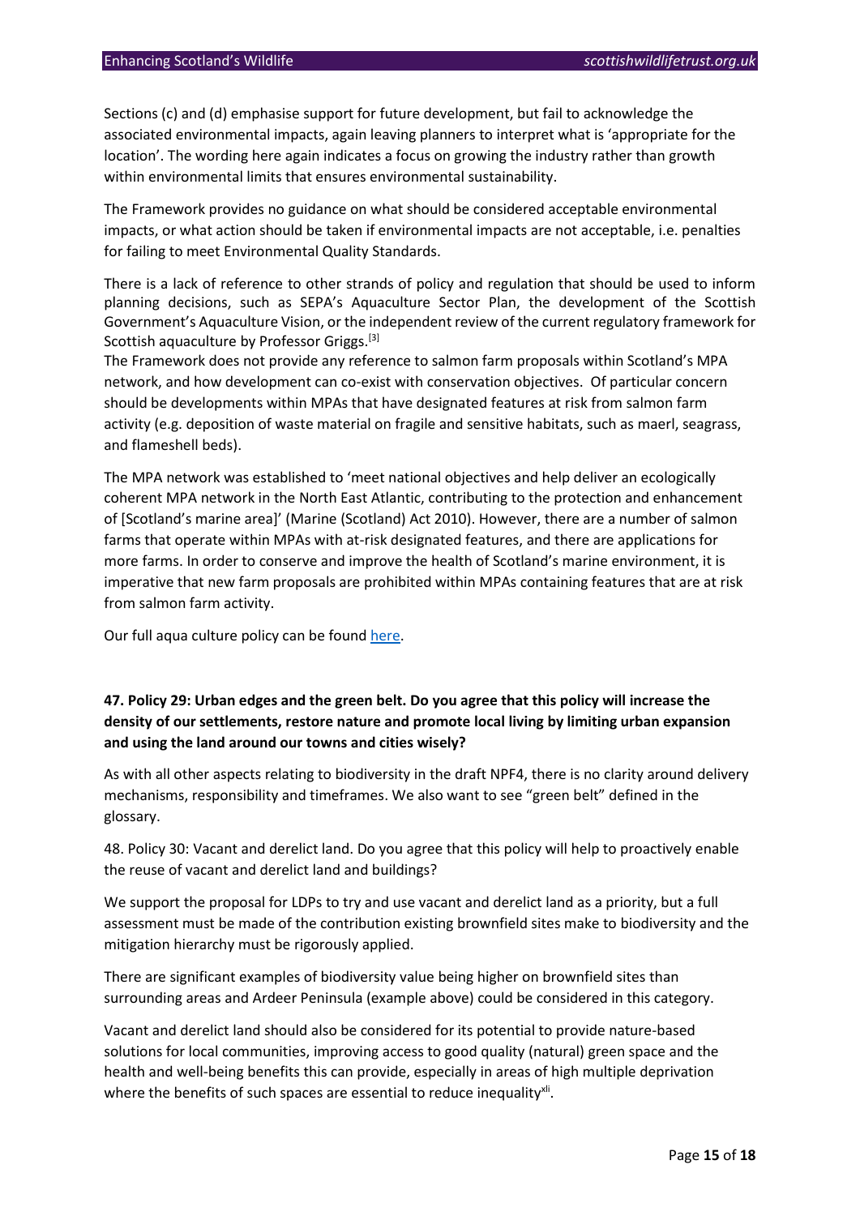Sections (c) and (d) emphasise support for future development, but fail to acknowledge the associated environmental impacts, again leaving planners to interpret what is 'appropriate for the location'. The wording here again indicates a focus on growing the industry rather than growth within environmental limits that ensures environmental sustainability.

The Framework provides no guidance on what should be considered acceptable environmental impacts, or what action should be taken if environmental impacts are not acceptable, i.e. penalties for failing to meet Environmental Quality Standards.

There is a lack of reference to other strands of policy and regulation that should be used to inform planning decisions, such as SEPA's Aquaculture Sector Plan, the development of the Scottish Government's Aquaculture Vision, or the independent review of the current regulatory framework for Scottish aquaculture by Professor Griggs.[3]

The Framework does not provide any reference to salmon farm proposals within Scotland's MPA network, and how development can co-exist with conservation objectives. Of particular concern should be developments within MPAs that have designated features at risk from salmon farm activity (e.g. deposition of waste material on fragile and sensitive habitats, such as maerl, seagrass, and flameshell beds).

The MPA network was established to 'meet national objectives and help deliver an ecologically coherent MPA network in the North East Atlantic, contributing to the protection and enhancement of [Scotland's marine area]' (Marine (Scotland) Act 2010). However, there are a number of salmon farms that operate within MPAs with at-risk designated features, and there are applications for more farms. In order to conserve and improve the health of Scotland's marine environment, it is imperative that new farm proposals are prohibited within MPAs containing features that are at risk from salmon farm activity.

Our full aqua culture policy can be found here.

**47. Policy 29: Urban edges and the green belt. Do you agree that this policy will increase the density of our settlements, restore nature and promote local living by limiting urban expansion and using the land around our towns and cities wisely?**

As with all other aspects relating to biodiversity in the draft NPF4, there is no clarity around delivery mechanisms, responsibility and timeframes. We also want to see "green belt" defined in the glossary.

48. Policy 30: Vacant and derelict land. Do you agree that this policy will help to proactively enable the reuse of vacant and derelict land and buildings?

We support the proposal for LDPs to try and use vacant and derelict land as a priority, but a full assessment must be made of the contribution existing brownfield sites make to biodiversity and the mitigation hierarchy must be rigorously applied.

There are significant examples of biodiversity value being higher on brownfield sites than surrounding areas and Ardeer Peninsula (example above) could be considered in this category.

Vacant and derelict land should also be considered for its potential to provide nature-based solutions for local communities, improving access to good quality (natural) green space and the health and well-being benefits this can provide, especially in areas of high multiple deprivation where the benefits of such spaces are essential to reduce inequality[xli].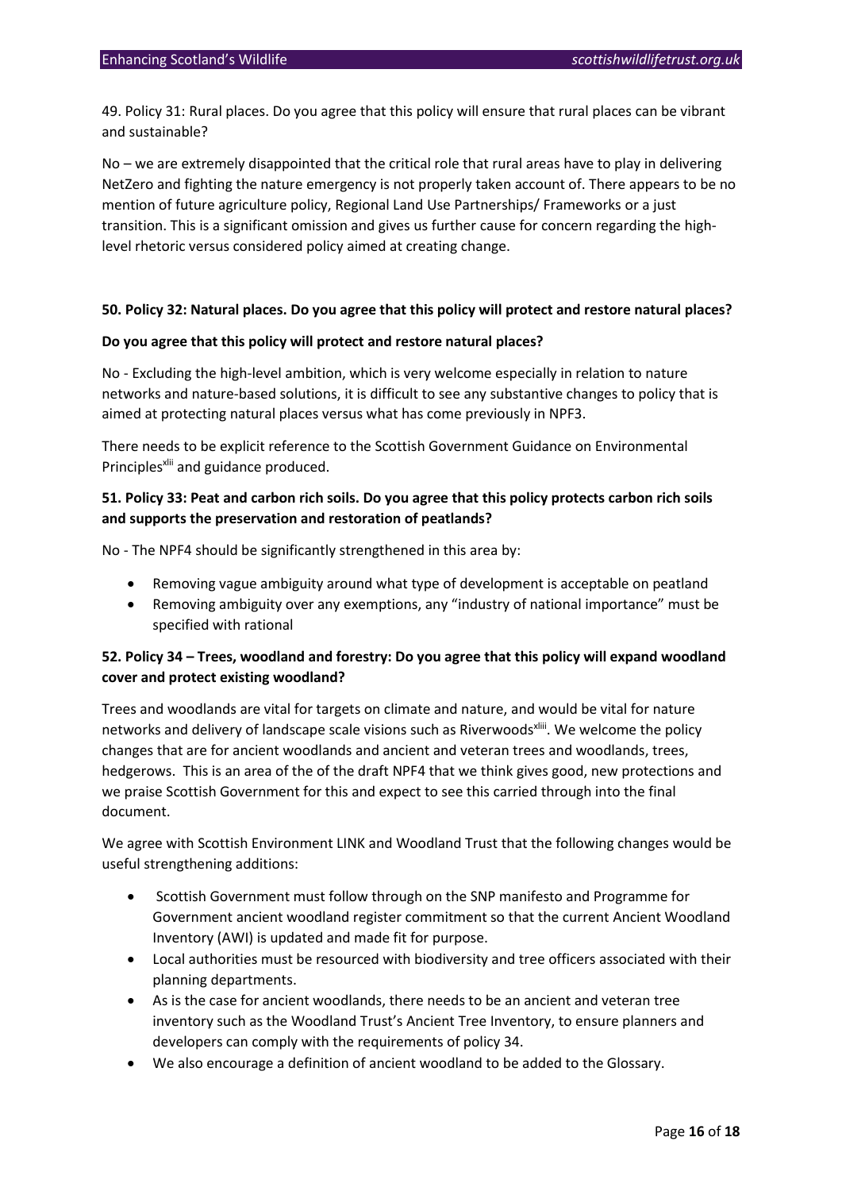49. Policy 31: Rural places. Do you agree that this policy will ensure that rural places can be vibrant and sustainable?

No – we are extremely disappointed that the critical role that rural areas have to play in delivering NetZero and fighting the nature emergency is not properly taken account of. There appears to be no mention of future agriculture policy, Regional Land Use Partnerships/ Frameworks or a just transition. This is a significant omission and gives us further cause for concern regarding the high-level rhetoric versus considered policy aimed at creating change.

**50. Policy 32: Natural places. Do you agree that this policy will protect and restore natural places?**

**Do you agree that this policy will protect and restore natural places?**

No - Excluding the high-level ambition, which is very welcome especially in relation to nature networks and nature-based solutions, it is difficult to see any substantive changes to policy that is aimed at protecting natural places versus what has come previously in NPF3.

There needs to be explicit reference to the Scottish Government Guidance on Environmental Principles[xlii] and guidance produced.

**51. Policy 33: Peat and carbon rich soils. Do you agree that this policy protects carbon rich soils and supports the preservation and restoration of peatlands?**

No - The NPF4 should be significantly strengthened in this area by:

- Removing vague ambiguity around what type of development is acceptable on peatland
- Removing ambiguity over any exemptions, any "industry of national importance" must be specified with rational

**52. Policy 34 – Trees, woodland and forestry: Do you agree that this policy will expand woodland cover and protect existing woodland?**

Trees and woodlands are vital for targets on climate and nature, and would be vital for nature networks and delivery of landscape scale visions such as Riverwoods[xliii]. We welcome the policy changes that are for ancient woodlands and ancient and veteran trees and woodlands, trees, hedgerows. This is an area of the of the draft NPF4 that we think gives good, new protections and we praise Scottish Government for this and expect to see this carried through into the final document.

We agree with Scottish Environment LINK and Woodland Trust that the following changes would be useful strengthening additions:

- Scottish Government must follow through on the SNP manifesto and Programme for Government ancient woodland register commitment so that the current Ancient Woodland Inventory (AWI) is updated and made fit for purpose.
- Local authorities must be resourced with biodiversity and tree officers associated with their planning departments.
- As is the case for ancient woodlands, there needs to be an ancient and veteran tree inventory such as the Woodland Trust's Ancient Tree Inventory, to ensure planners and developers can comply with the requirements of policy 34.
- We also encourage a definition of ancient woodland to be added to the Glossary.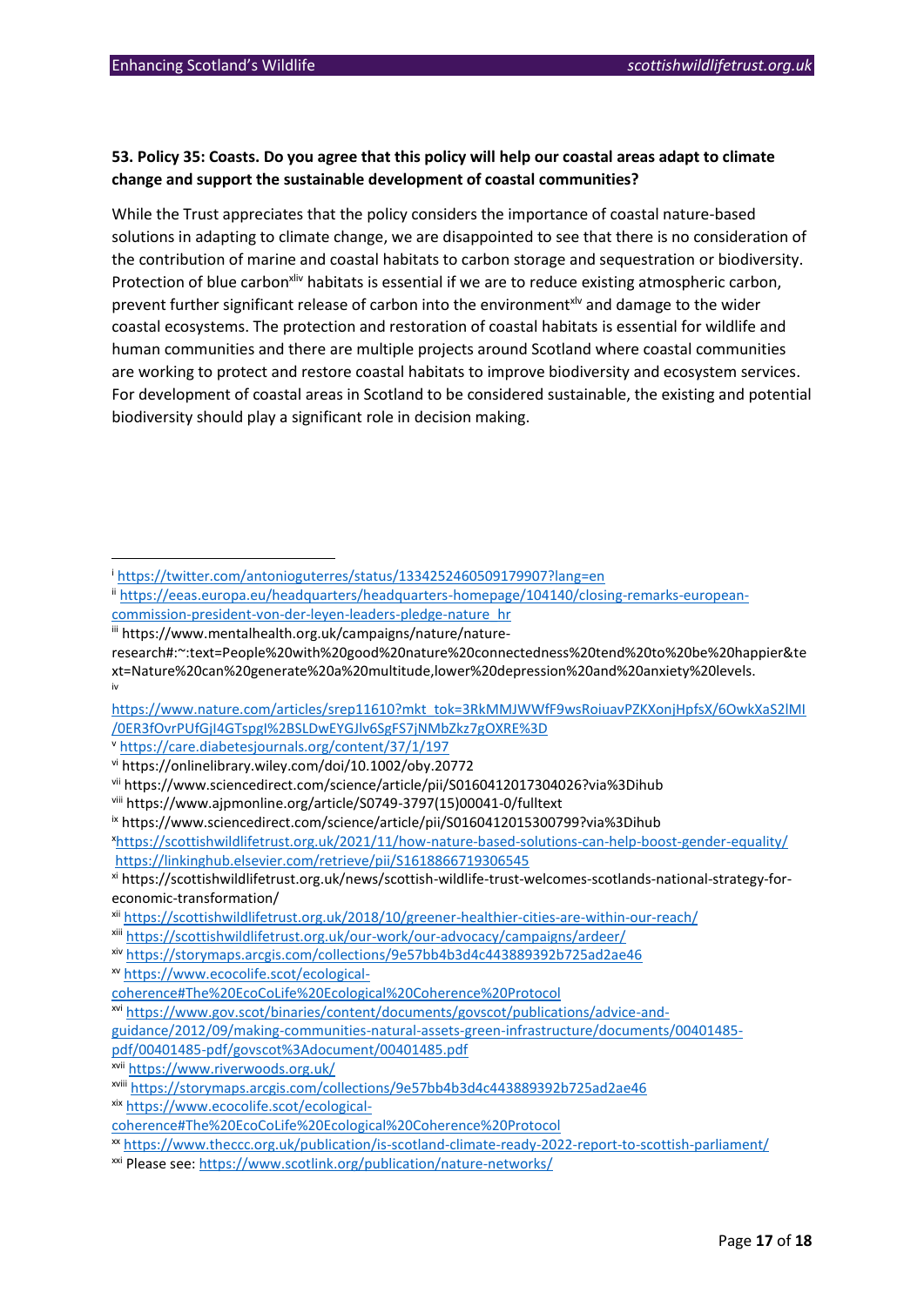**53. Policy 35: Coasts. Do you agree that this policy will help our coastal areas adapt to climate change and support the sustainable development of coastal communities?**

While the Trust appreciates that the policy considers the importance of coastal nature-based solutions in adapting to climate change, we are disappointed to see that there is no consideration of the contribution of marine and coastal habitats to carbon storage and sequestration or biodiversity. Protection of blue carbon[xliv] habitats is essential if we are to reduce existing atmospheric carbon, prevent further significant release of carbon into the environment[xlv] and damage to the wider coastal ecosystems. The protection and restoration of coastal habitats is essential for wildlife and human communities and there are multiple projects around Scotland where coastal communities are working to protect and restore coastal habitats to improve biodiversity and ecosystem services. For development of coastal areas in Scotland to be considered sustainable, the existing and potential biodiversity should play a significant role in decision making.

---

[i] https://twitter.com/antonioguterres/status/1334252460509179907?lang=en

[ii] https://eeas.europa.eu/headquarters/headquarters-homepage/104140/closing-remarks-european-commission-president-von-der-leyen-leaders-pledge-nature_hr

[iii] https://www.mentalhealth.org.uk/campaigns/nature/nature-research#:~:text=People%20with%20good%20nature%20connectedness%20tend%20to%20be%20happier&text=Nature%20can%20generate%20a%20multitude,lower%20depression%20and%20anxiety%20levels.

[iv] https://www.nature.com/articles/srep11610?mkt_tok=3RkMMJWWfF9wsRoiuavPZKXonjHpfsX/6OwkXaS2lMI/0ER3fOvrPUfGjI4GTspgI%2BSLDwEYGJlv6SgFS7jNMbZkz7gOXRE%3D

[v] https://care.diabetesjournals.org/content/37/1/197

[vi] https://onlinelibrary.wiley.com/doi/10.1002/oby.20772

[vii] https://www.sciencedirect.com/science/article/pii/S0160412017304026?via%3Dihub

[viii] https://www.ajpmonline.org/article/S0749-3797(15)00041-0/fulltext

[ix] https://www.sciencedirect.com/science/article/pii/S0160412015300799?via%3Dihub

[x] https://scottishwildlifetrust.org.uk/2021/11/how-nature-based-solutions-can-help-boost-gender-equality/ https://linkinghub.elsevier.com/retrieve/pii/S1618866719306545

[xi] https://scottishwildlifetrust.org.uk/news/scottish-wildlife-trust-welcomes-scotlands-national-strategy-for-economic-transformation/

[xii] https://scottishwildlifetrust.org.uk/2018/10/greener-healthier-cities-are-within-our-reach/

[xiii] https://scottishwildlifetrust.org.uk/our-work/our-advocacy/campaigns/ardeer/

[xiv] https://storymaps.arcgis.com/collections/9e57bb4b3d4c443889392b725ad2ae46

[xv] https://www.ecocolife.scot/ecological-coherence#The%20EcoCoLife%20Ecological%20Coherence%20Protocol

[xvi] https://www.gov.scot/binaries/content/documents/govscot/publications/advice-and-guidance/2012/09/making-communities-natural-assets-green-infrastructure/documents/00401485-pdf/00401485-pdf/govscot%3Adocument/00401485.pdf

[xvii] https://www.riverwoods.org.uk/

[xviii] https://storymaps.arcgis.com/collections/9e57bb4b3d4c443889392b725ad2ae46

[xix] https://www.ecocolife.scot/ecological-coherence#The%20EcoCoLife%20Ecological%20Coherence%20Protocol

[xx] https://www.theccc.org.uk/publication/is-scotland-climate-ready-2022-report-to-scottish-parliament/

[xxi] Please see: https://www.scotlink.org/publication/nature-networks/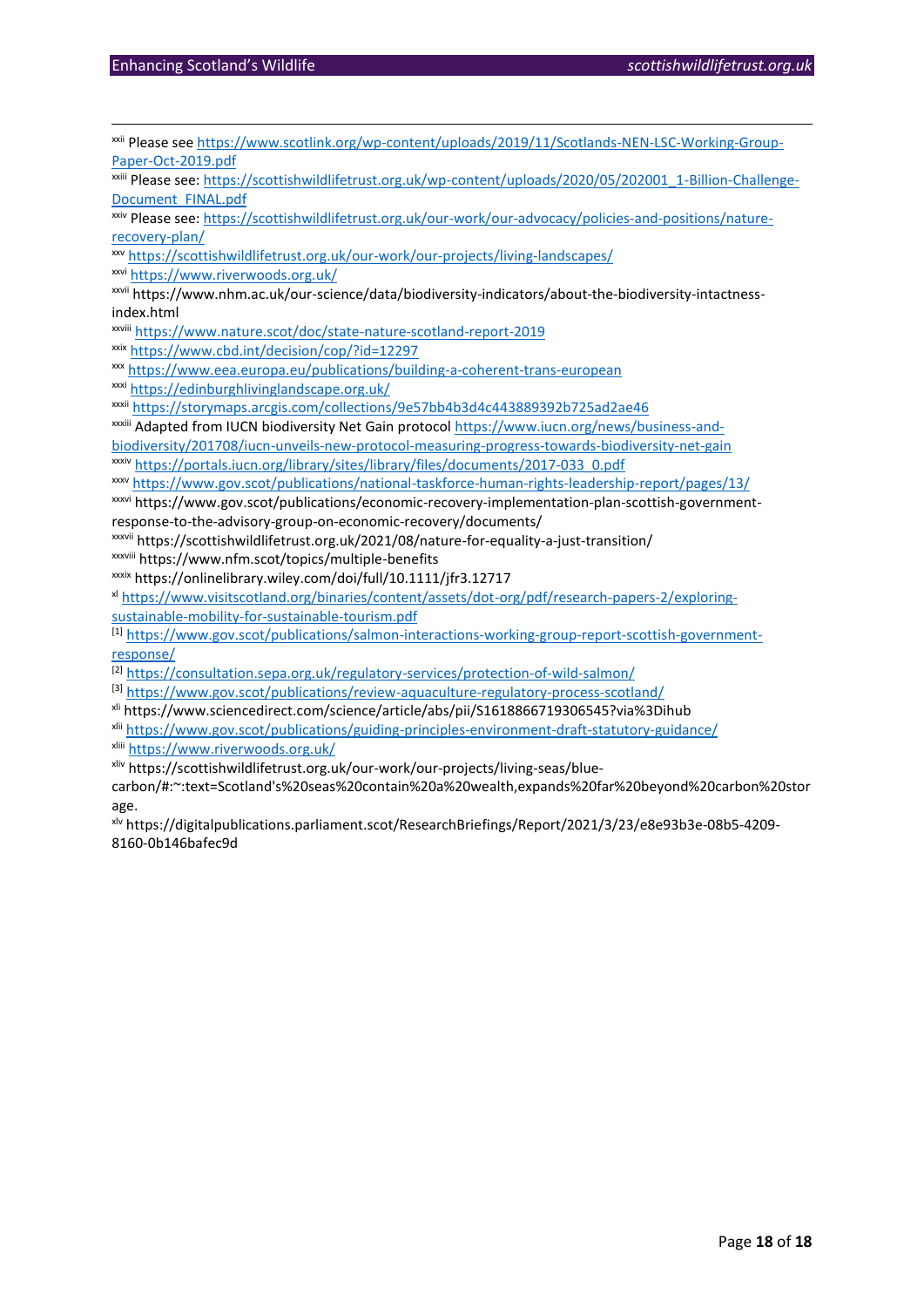[xxii] Please see https://www.scotlink.org/wp-content/uploads/2019/11/Scotlands-NEN-LSC-Working-Group-Paper-Oct-2019.pdf

[xxiii] Please see: https://scottishwildlifetrust.org.uk/wp-content/uploads/2020/05/202001_1-Billion-Challenge-Document_FINAL.pdf

[xxiv] Please see: https://scottishwildlifetrust.org.uk/our-work/our-advocacy/policies-and-positions/nature-recovery-plan/

[xxv] https://scottishwildlifetrust.org.uk/our-work/our-projects/living-landscapes/

[xxvi] https://www.riverwoods.org.uk/

[xxvii] https://www.nhm.ac.uk/our-science/data/biodiversity-indicators/about-the-biodiversity-intactness-index.html

[xxviii] https://www.nature.scot/doc/state-nature-scotland-report-2019

[xxix] https://www.cbd.int/decision/cop/?id=12297

[xxx] https://www.eea.europa.eu/publications/building-a-coherent-trans-european

[xxxi] https://edinburghlivinglandscape.org.uk/

[xxxii] https://storymaps.arcgis.com/collections/9e57bb4b3d4c443889392b725ad2ae46

[xxxiii] Adapted from IUCN biodiversity Net Gain protocol https://www.iucn.org/news/business-and-biodiversity/201708/iucn-unveils-new-protocol-measuring-progress-towards-biodiversity-net-gain

[xxxiv] https://portals.iucn.org/library/sites/library/files/documents/2017-033_0.pdf

[xxxv] https://www.gov.scot/publications/national-taskforce-human-rights-leadership-report/pages/13/

[xxxvi] https://www.gov.scot/publications/economic-recovery-implementation-plan-scottish-government-response-to-the-advisory-group-on-economic-recovery/documents/

[xxxvii] https://scottishwildlifetrust.org.uk/2021/08/nature-for-equality-a-just-transition/

[xxxviii] https://www.nfm.scot/topics/multiple-benefits

[xxxix] https://onlinelibrary.wiley.com/doi/full/10.1111/jfr3.12717

[xl] https://www.visitscotland.org/binaries/content/assets/dot-org/pdf/research-papers-2/exploring-sustainable-mobility-for-sustainable-tourism.pdf

[1] https://www.gov.scot/publications/salmon-interactions-working-group-report-scottish-government-response/

[2] https://consultation.sepa.org.uk/regulatory-services/protection-of-wild-salmon/

[3] https://www.gov.scot/publications/review-aquaculture-regulatory-process-scotland/

[xli] https://www.sciencedirect.com/science/article/abs/pii/S1618866719306545?via%3Dihub

[xlii] https://www.gov.scot/publications/guiding-principles-environment-draft-statutory-guidance/

[xliii] https://www.riverwoods.org.uk/

[xliv] https://scottishwildlifetrust.org.uk/our-work/our-projects/living-seas/blue-carbon/#:~:text=Scotland's%20seas%20contain%20a%20wealth,expands%20far%20beyond%20carbon%20storage.

[xlv] https://digitalpublications.parliament.scot/ResearchBriefings/Report/2021/3/23/e8e93b3e-08b5-4209-8160-0b146bafec9d